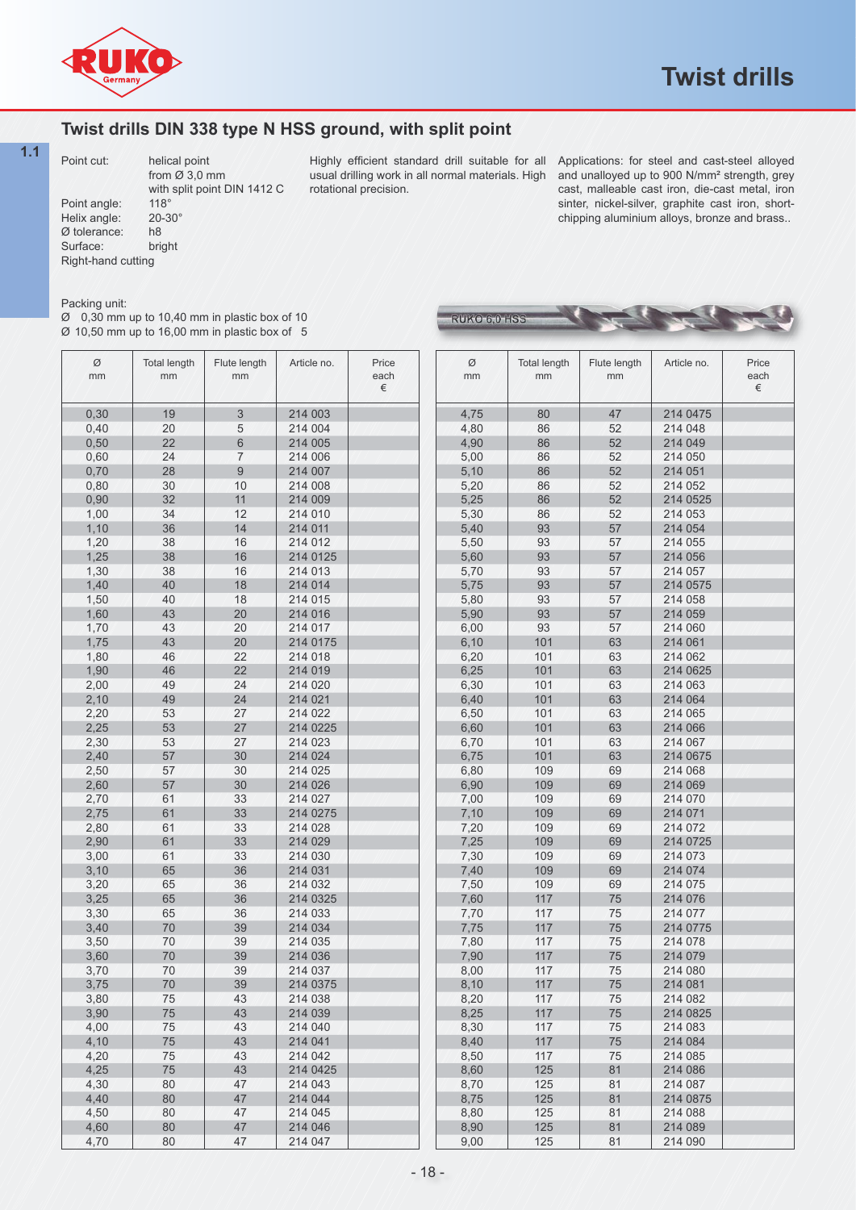# Twist drills

## Twist drills DIN 338 type N HSS ground, with split point

1.1

Point cut: helical point
from Ø 3,0 mm
with split point DIN 1412 C
Point angle: 118°
Helix angle: 20-30°
Ø tolerance: h8
Surface: bright
Right-hand cutting

Highly efficient standard drill suitable for all usual drilling work in all normal materials. High rotational precision.

Applications: for steel and cast-steel alloyed and unalloyed up to 900 N/mm² strength, grey cast, malleable cast iron, die-cast metal, iron sinter, nickel-silver, graphite cast iron, short-chipping aluminium alloys, bronze and brass..

Packing unit:
Ø 0,30 mm up to 10,40 mm in plastic box of 10
Ø 10,50 mm up to 16,00 mm in plastic box of 5

| Ø mm | Total length mm | Flute length mm | Article no. | Price each € |
|---|---|---|---|---|
| 0,30 | 19 | 3 | 214 003 | |
| 0,40 | 20 | 5 | 214 004 | |
| 0,50 | 22 | 6 | 214 005 | |
| 0,60 | 24 | 7 | 214 006 | |
| 0,70 | 28 | 9 | 214 007 | |
| 0,80 | 30 | 10 | 214 008 | |
| 0,90 | 32 | 11 | 214 009 | |
| 1,00 | 34 | 12 | 214 010 | |
| 1,10 | 36 | 14 | 214 011 | |
| 1,20 | 38 | 16 | 214 012 | |
| 1,25 | 38 | 16 | 214 0125 | |
| 1,30 | 38 | 16 | 214 013 | |
| 1,40 | 40 | 18 | 214 014 | |
| 1,50 | 40 | 18 | 214 015 | |
| 1,60 | 43 | 20 | 214 016 | |
| 1,70 | 43 | 20 | 214 017 | |
| 1,75 | 43 | 20 | 214 0175 | |
| 1,80 | 46 | 22 | 214 018 | |
| 1,90 | 46 | 22 | 214 019 | |
| 2,00 | 49 | 24 | 214 020 | |
| 2,10 | 49 | 24 | 214 021 | |
| 2,20 | 53 | 27 | 214 022 | |
| 2,25 | 53 | 27 | 214 0225 | |
| 2,30 | 53 | 27 | 214 023 | |
| 2,40 | 57 | 30 | 214 024 | |
| 2,50 | 57 | 30 | 214 025 | |
| 2,60 | 57 | 30 | 214 026 | |
| 2,70 | 61 | 33 | 214 027 | |
| 2,75 | 61 | 33 | 214 0275 | |
| 2,80 | 61 | 33 | 214 028 | |
| 2,90 | 61 | 33 | 214 029 | |
| 3,00 | 61 | 33 | 214 030 | |
| 3,10 | 65 | 36 | 214 031 | |
| 3,20 | 65 | 36 | 214 032 | |
| 3,25 | 65 | 36 | 214 0325 | |
| 3,30 | 65 | 36 | 214 033 | |
| 3,40 | 70 | 39 | 214 034 | |
| 3,50 | 70 | 39 | 214 035 | |
| 3,60 | 70 | 39 | 214 036 | |
| 3,70 | 70 | 39 | 214 037 | |
| 3,75 | 70 | 39 | 214 0375 | |
| 3,80 | 75 | 43 | 214 038 | |
| 3,90 | 75 | 43 | 214 039 | |
| 4,00 | 75 | 43 | 214 040 | |
| 4,10 | 75 | 43 | 214 041 | |
| 4,20 | 75 | 43 | 214 042 | |
| 4,25 | 75 | 43 | 214 0425 | |
| 4,30 | 80 | 47 | 214 043 | |
| 4,40 | 80 | 47 | 214 044 | |
| 4,50 | 80 | 47 | 214 045 | |
| 4,60 | 80 | 47 | 214 046 | |
| 4,70 | 80 | 47 | 214 047 | |
| 4,75 | 80 | 47 | 214 0475 | |
| 4,80 | 86 | 52 | 214 048 | |
| 4,90 | 86 | 52 | 214 049 | |
| 5,00 | 86 | 52 | 214 050 | |
| 5,10 | 86 | 52 | 214 051 | |
| 5,20 | 86 | 52 | 214 052 | |
| 5,25 | 86 | 52 | 214 0525 | |
| 5,30 | 86 | 52 | 214 053 | |
| 5,40 | 93 | 57 | 214 054 | |
| 5,50 | 93 | 57 | 214 055 | |
| 5,60 | 93 | 57 | 214 056 | |
| 5,70 | 93 | 57 | 214 057 | |
| 5,75 | 93 | 57 | 214 0575 | |
| 5,80 | 93 | 57 | 214 058 | |
| 5,90 | 93 | 57 | 214 059 | |
| 6,00 | 93 | 57 | 214 060 | |
| 6,10 | 101 | 63 | 214 061 | |
| 6,20 | 101 | 63 | 214 062 | |
| 6,25 | 101 | 63 | 214 0625 | |
| 6,30 | 101 | 63 | 214 063 | |
| 6,40 | 101 | 63 | 214 064 | |
| 6,50 | 101 | 63 | 214 065 | |
| 6,60 | 101 | 63 | 214 066 | |
| 6,70 | 101 | 63 | 214 067 | |
| 6,75 | 101 | 63 | 214 0675 | |
| 6,80 | 109 | 69 | 214 068 | |
| 6,90 | 109 | 69 | 214 069 | |
| 7,00 | 109 | 69 | 214 070 | |
| 7,10 | 109 | 69 | 214 071 | |
| 7,20 | 109 | 69 | 214 072 | |
| 7,25 | 109 | 69 | 214 0725 | |
| 7,30 | 109 | 69 | 214 073 | |
| 7,40 | 109 | 69 | 214 074 | |
| 7,50 | 109 | 69 | 214 075 | |
| 7,60 | 117 | 75 | 214 076 | |
| 7,70 | 117 | 75 | 214 077 | |
| 7,75 | 117 | 75 | 214 0775 | |
| 7,80 | 117 | 75 | 214 078 | |
| 7,90 | 117 | 75 | 214 079 | |
| 8,00 | 117 | 75 | 214 080 | |
| 8,10 | 117 | 75 | 214 081 | |
| 8,20 | 117 | 75 | 214 082 | |
| 8,25 | 117 | 75 | 214 0825 | |
| 8,30 | 117 | 75 | 214 083 | |
| 8,40 | 117 | 75 | 214 084 | |
| 8,50 | 117 | 75 | 214 085 | |
| 8,60 | 125 | 81 | 214 086 | |
| 8,70 | 125 | 81 | 214 087 | |
| 8,75 | 125 | 81 | 214 0875 | |
| 8,80 | 125 | 81 | 214 088 | |
| 8,90 | 125 | 81 | 214 089 | |
| 9,00 | 125 | 81 | 214 090 | |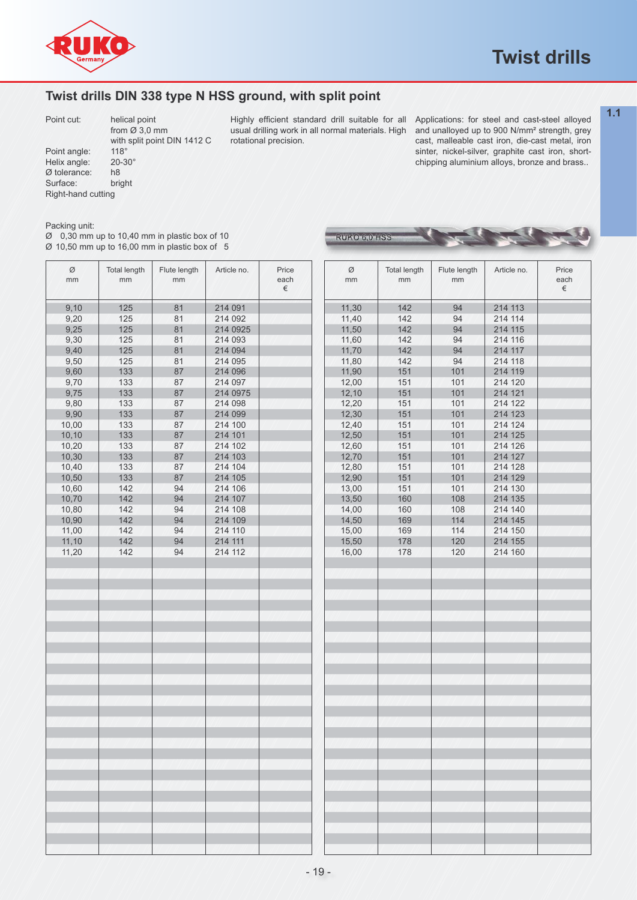# Twist drills

## Twist drills DIN 338 type N HSS ground, with split point

Point cut: helical point
from Ø 3,0 mm
with split point DIN 1412 C
Point angle: 118°
Helix angle: 20-30°
Ø tolerance: h8
Surface: bright
Right-hand cutting

Highly efficient standard drill suitable for all usual drilling work in all normal materials. High rotational precision.

Applications: for steel and cast-steel alloyed and unalloyed up to 900 N/mm² strength, grey cast, malleable cast iron, die-cast metal, iron sinter, nickel-silver, graphite cast iron, short-chipping aluminium alloys, bronze and brass..

Packing unit:
Ø 0,30 mm up to 10,40 mm in plastic box of 10
Ø 10,50 mm up to 16,00 mm in plastic box of 5

| Ø mm | Total length mm | Flute length mm | Article no. | Price each € |
|---|---|---|---|---|
| 9,10 | 125 | 81 | 214 091 | |
| 9,20 | 125 | 81 | 214 092 | |
| 9,25 | 125 | 81 | 214 0925 | |
| 9,30 | 125 | 81 | 214 093 | |
| 9,40 | 125 | 81 | 214 094 | |
| 9,50 | 125 | 81 | 214 095 | |
| 9,60 | 133 | 87 | 214 096 | |
| 9,70 | 133 | 87 | 214 097 | |
| 9,75 | 133 | 87 | 214 0975 | |
| 9,80 | 133 | 87 | 214 098 | |
| 9,90 | 133 | 87 | 214 099 | |
| 10,00 | 133 | 87 | 214 100 | |
| 10,10 | 133 | 87 | 214 101 | |
| 10,20 | 133 | 87 | 214 102 | |
| 10,30 | 133 | 87 | 214 103 | |
| 10,40 | 133 | 87 | 214 104 | |
| 10,50 | 133 | 87 | 214 105 | |
| 10,60 | 142 | 94 | 214 106 | |
| 10,70 | 142 | 94 | 214 107 | |
| 10,80 | 142 | 94 | 214 108 | |
| 10,90 | 142 | 94 | 214 109 | |
| 11,00 | 142 | 94 | 214 110 | |
| 11,10 | 142 | 94 | 214 111 | |
| 11,20 | 142 | 94 | 214 112 | |
| 11,30 | 142 | 94 | 214 113 | |
| 11,40 | 142 | 94 | 214 114 | |
| 11,50 | 142 | 94 | 214 115 | |
| 11,60 | 142 | 94 | 214 116 | |
| 11,70 | 142 | 94 | 214 117 | |
| 11,80 | 142 | 94 | 214 118 | |
| 11,90 | 151 | 101 | 214 119 | |
| 12,00 | 151 | 101 | 214 120 | |
| 12,10 | 151 | 101 | 214 121 | |
| 12,20 | 151 | 101 | 214 122 | |
| 12,30 | 151 | 101 | 214 123 | |
| 12,40 | 151 | 101 | 214 124 | |
| 12,50 | 151 | 101 | 214 125 | |
| 12,60 | 151 | 101 | 214 126 | |
| 12,70 | 151 | 101 | 214 127 | |
| 12,80 | 151 | 101 | 214 128 | |
| 12,90 | 151 | 101 | 214 129 | |
| 13,00 | 151 | 101 | 214 130 | |
| 13,50 | 160 | 108 | 214 135 | |
| 14,00 | 160 | 108 | 214 140 | |
| 14,50 | 169 | 114 | 214 145 | |
| 15,00 | 169 | 114 | 214 150 | |
| 15,50 | 178 | 120 | 214 155 | |
| 16,00 | 178 | 120 | 214 160 | |